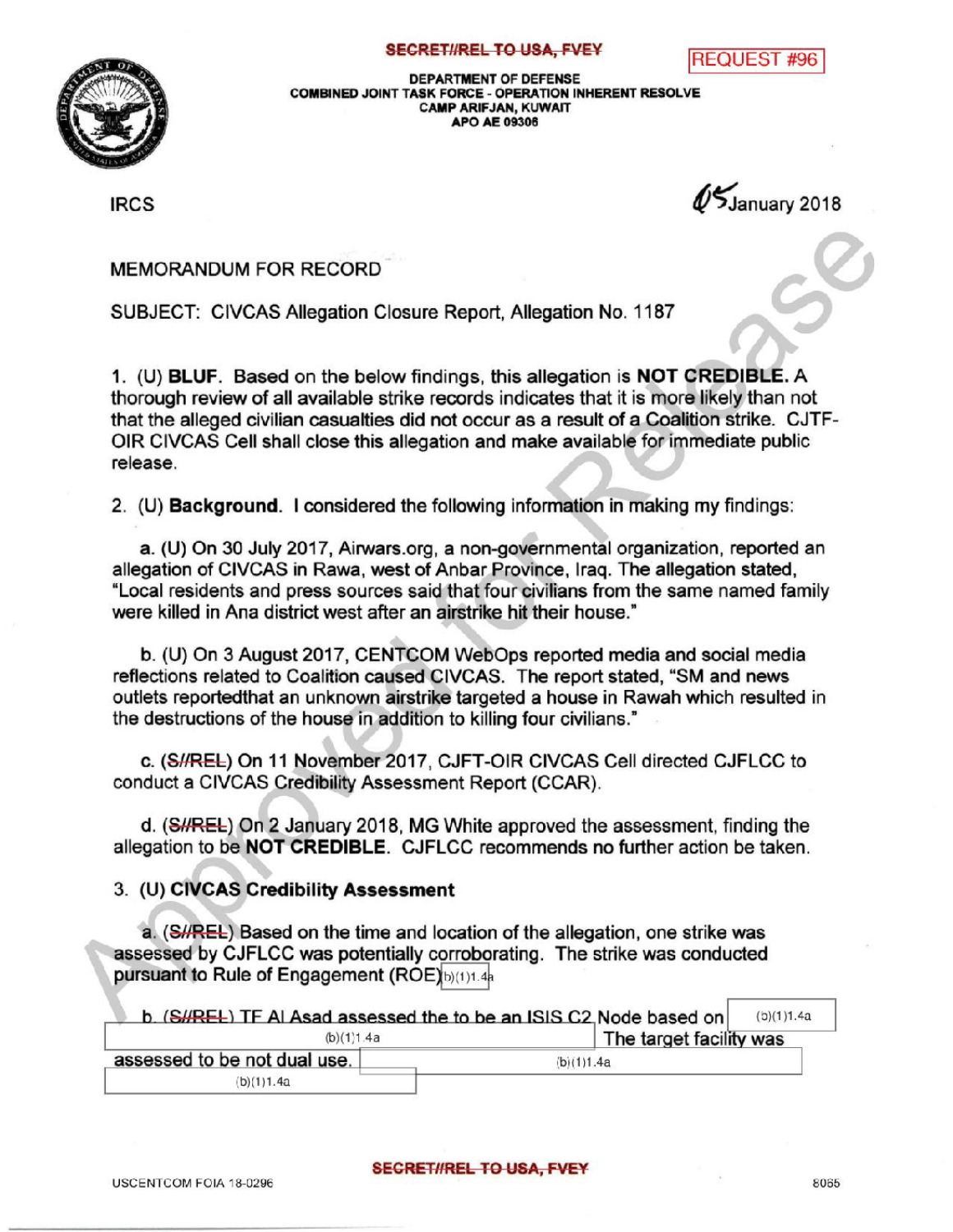SECRET//REL TO USA, FVEY

REQUEST #96

DEPARTMENT OF DEFENSE
COMBINED JOINT TASK FORCE - OPERATION INHERENT RESOLVE
CAMP ARIFJAN, KUWAIT
APO AE 09306

IRCS

05 January 2018

MEMORANDUM FOR RECORD

SUBJECT: CIVCAS Allegation Closure Report, Allegation No. 1187

1. (U) **BLUF**. Based on the below findings, this allegation is **NOT CREDIBLE.** A thorough review of all available strike records indicates that it is more likely than not that the alleged civilian casualties did not occur as a result of a Coalition strike. CJTF-OIR CIVCAS Cell shall close this allegation and make available for immediate public release.

2. (U) **Background**. I considered the following information in making my findings:

   a. (U) On 30 July 2017, Airwars.org, a non-governmental organization, reported an allegation of CIVCAS in Rawa, west of Anbar Province, Iraq. The allegation stated, "Local residents and press sources said that four civilians from the same named family were killed in Ana district west after an airstrike hit their house."

   b. (U) On 3 August 2017, CENTCOM WebOps reported media and social media reflections related to Coalition caused CIVCAS. The report stated, "SM and news outlets reportedthat an unknown airstrike targeted a house in Rawah which resulted in the destructions of the house in addition to killing four civilians."

   c. (S//REL) On 11 November 2017, CJFT-OIR CIVCAS Cell directed CJFLCC to conduct a CIVCAS Credibility Assessment Report (CCAR).

   d. (S//REL) On 2 January 2018, MG White approved the assessment, finding the allegation to be **NOT CREDIBLE**. CJFLCC recommends no further action be taken.

3. (U) **CIVCAS Credibility Assessment**

   a. (S//REL) Based on the time and location of the allegation, one strike was assessed by CJFLCC was potentially corroborating. The strike was conducted pursuant to Rule of Engagement (ROE) (b)(1)1.4a

   b. (S//REL) TF Al Asad assessed the to be an ISIS C2 Node based on (b)(1)1.4a (b)(1)1.4a The target facility was assessed to be not dual use. (b)(1)1.4a (b)(1)1.4a

SECRET//REL TO USA, FVEY

USCENTCOM FOIA 18-0296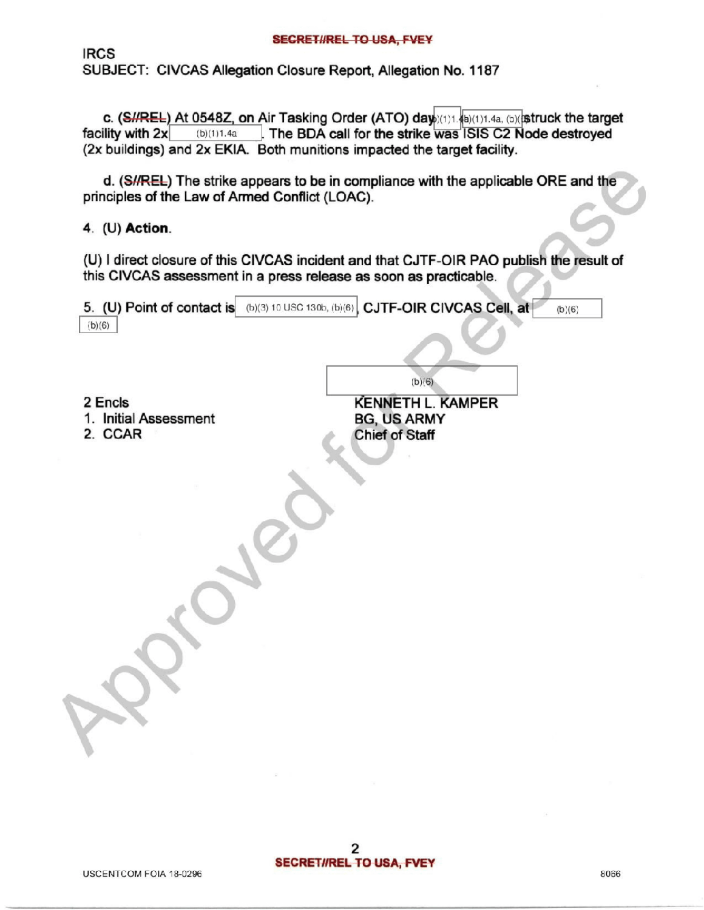IRCS
SUBJECT: CIVCAS Allegation Closure Report, Allegation No. 1187

c. (S//REL) At 0548Z, on Air Tasking Order (ATO) day (b)(1)1.4a (b)(1)1.4a, (b)( struck the target facility with 2x (b)(1)1.4a. The BDA call for the strike was ISIS C2 Node destroyed (2x buildings) and 2x EKIA. Both munitions impacted the target facility.

d. (S//REL) The strike appears to be in compliance with the applicable ORE and the principles of the Law of Armed Conflict (LOAC).

4. (U) **Action**.

(U) I direct closure of this CIVCAS incident and that CJTF-OIR PAO publish the result of this CIVCAS assessment in a press release as soon as practicable.

5. (U) Point of contact is (b)(3) 10 USC 130b, (b)(6), CJTF-OIR CIVCAS Cell, at (b)(6) (b)(6)

(b)(6)

KENNETH L. KAMPER
BG, US ARMY
Chief of Staff

2 Encls
1. Initial Assessment
2. CCAR

USCENTCOM FOIA 18-0296

8066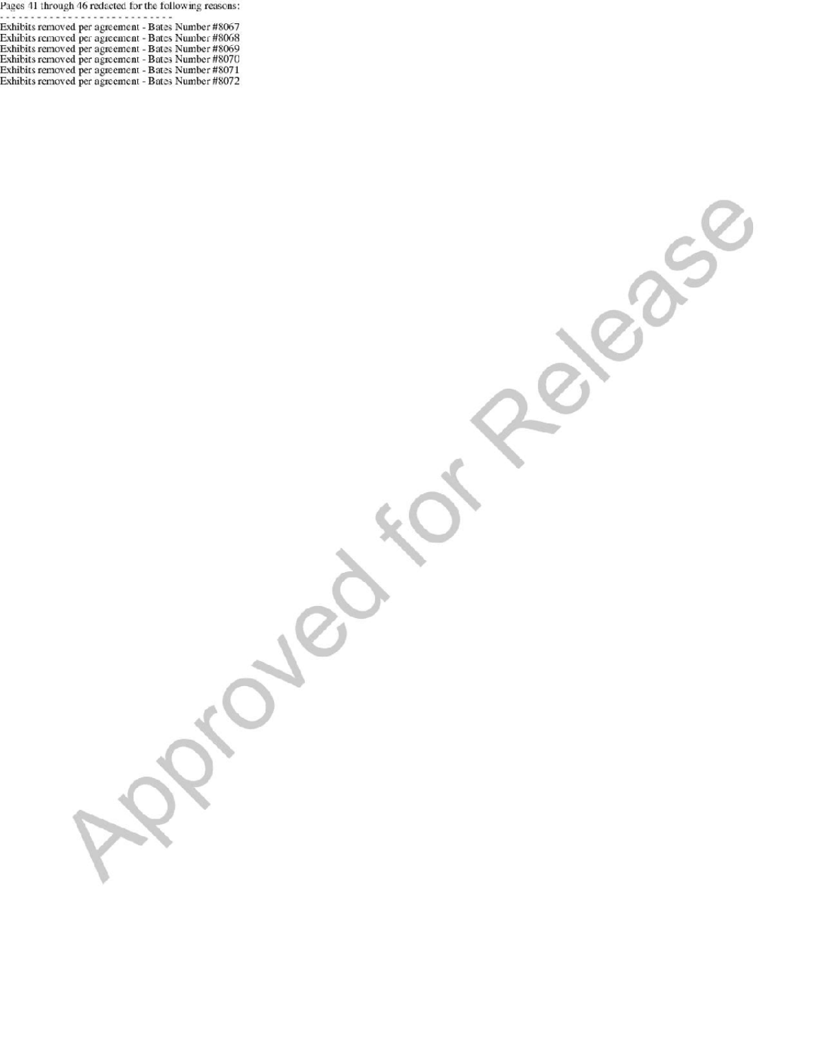Pages 41 through 46 redacted for the following reasons:

- - - - - - - - - - - - - - - - - - - - - - - - - - - -

Exhibits removed per agreement - Bates Number #8067
Exhibits removed per agreement - Bates Number #8068
Exhibits removed per agreement - Bates Number #8069
Exhibits removed per agreement - Bates Number #8070
Exhibits removed per agreement - Bates Number #8071
Exhibits removed per agreement - Bates Number #8072

Approved for Release